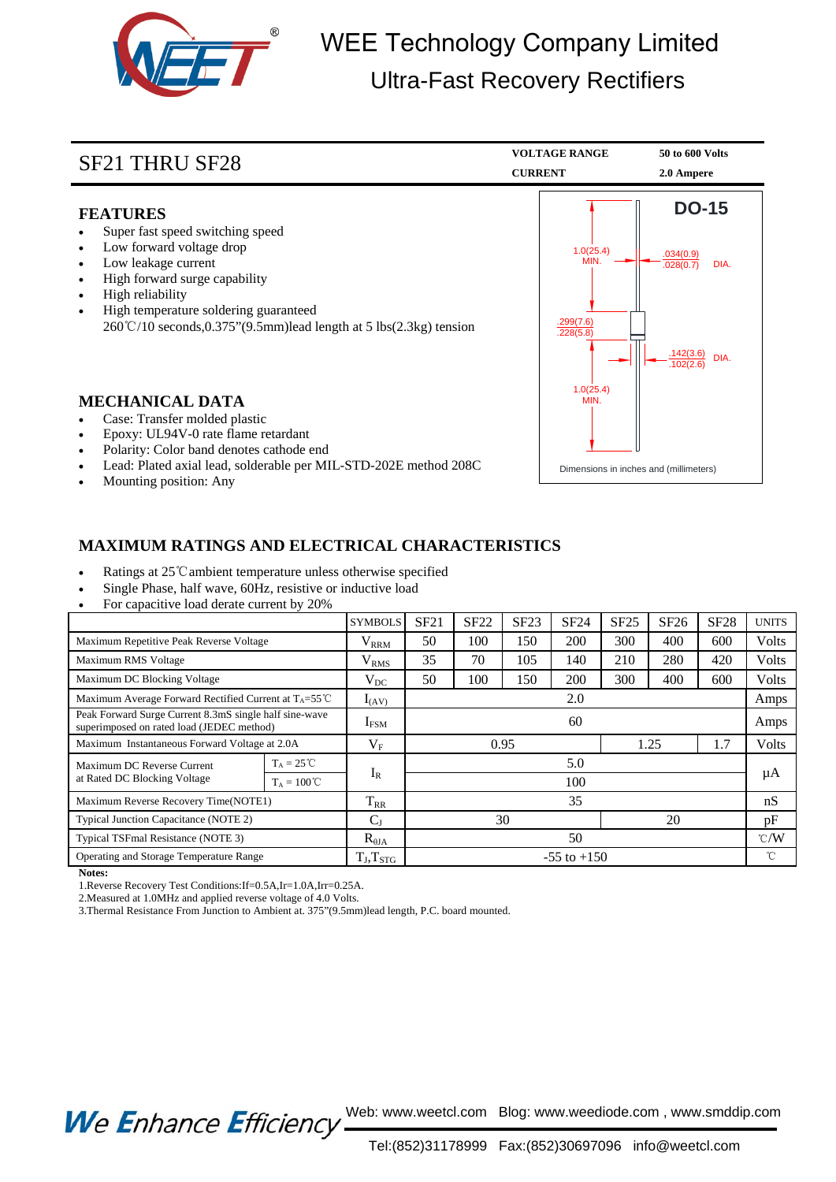# WEE Technology Company Limited

## Ultra-Fast Recovery Rectifiers

## SF21 THRU SF28

| VOLTAGE RANGE | 50 to 600 Volts |
|---|---|
| CURRENT | 2.0 Ampere |

### FEATURES

- Super fast speed switching speed
- Low forward voltage drop
- Low leakage current
- High forward surge capability
- High reliability
- High temperature soldering guaranteed
  260℃/10 seconds,0.375"(9.5mm)lead length at 5 lbs(2.3kg) tension

**DO-15**

1.0(25.4) MIN.

.034(0.9) .028(0.7) DIA.

.299(7.6) .228(5.8)

.142(3.6) .102(2.6) DIA.

1.0(25.4) MIN.

Dimensions in inches and (millimeters)

### MECHANICAL DATA

- Case: Transfer molded plastic
- Epoxy: UL94V-0 rate flame retardant
- Polarity: Color band denotes cathode end
- Lead: Plated axial lead, solderable per MIL-STD-202E method 208C
- Mounting position: Any

### MAXIMUM RATINGS AND ELECTRICAL CHARACTERISTICS

- Ratings at 25℃ambient temperature unless otherwise specified
- Single Phase, half wave, 60Hz, resistive or inductive load
- For capacitive load derate current by 20%

| | | SYMBOLS | SF21 | SF22 | SF23 | SF24 | SF25 | SF26 | SF28 | UNITS |
|---|---|---|---|---|---|---|---|---|---|---|
| Maximum Repetitive Peak Reverse Voltage | | $V_{RRM}$ | 50 | 100 | 150 | 200 | 300 | 400 | 600 | Volts |
| Maximum RMS Voltage | | $V_{RMS}$ | 35 | 70 | 105 | 140 | 210 | 280 | 420 | Volts |
| Maximum DC Blocking Voltage | | $V_{DC}$ | 50 | 100 | 150 | 200 | 300 | 400 | 600 | Volts |
| Maximum Average Forward Rectified Current at $T_A$=55℃ | | $I_{(AV)}$ | 2.0 | | | | | | | Amps |
| Peak Forward Surge Current 8.3mS single half sine-wave superimposed on rated load (JEDEC method) | | $I_{FSM}$ | 60 | | | | | | | Amps |
| Maximum Instantaneous Forward Voltage at 2.0A | | $V_F$ | 0.95 | | | | 1.25 | | 1.7 | Volts |
| Maximum DC Reverse Current at Rated DC Blocking Voltage | $T_A$ = 25℃ | $I_R$ | 5.0 | | | | | | | μA |
| | $T_A$ = 100℃ | | 100 | | | | | | | |
| Maximum Reverse Recovery Time(NOTE1) | | $T_{RR}$ | 35 | | | | | | | nS |
| Typical Junction Capacitance (NOTE 2) | | $C_J$ | 30 | | | | 20 | | | pF |
| Typical TSFmal Resistance (NOTE 3) | | $R_{\theta JA}$ | 50 | | | | | | | ℃/W |
| Operating and Storage Temperature Range | | $T_J,T_{STG}$ | -55 to +150 | | | | | | | ℃ |

**Notes:**

1.Reverse Recovery Test Conditions:If=0.5A,Ir=1.0A,Irr=0.25A.

2.Measured at 1.0MHz and applied reverse voltage of 4.0 Volts.

3.Thermal Resistance From Junction to Ambient at. 375"(9.5mm)lead length, P.C. board mounted.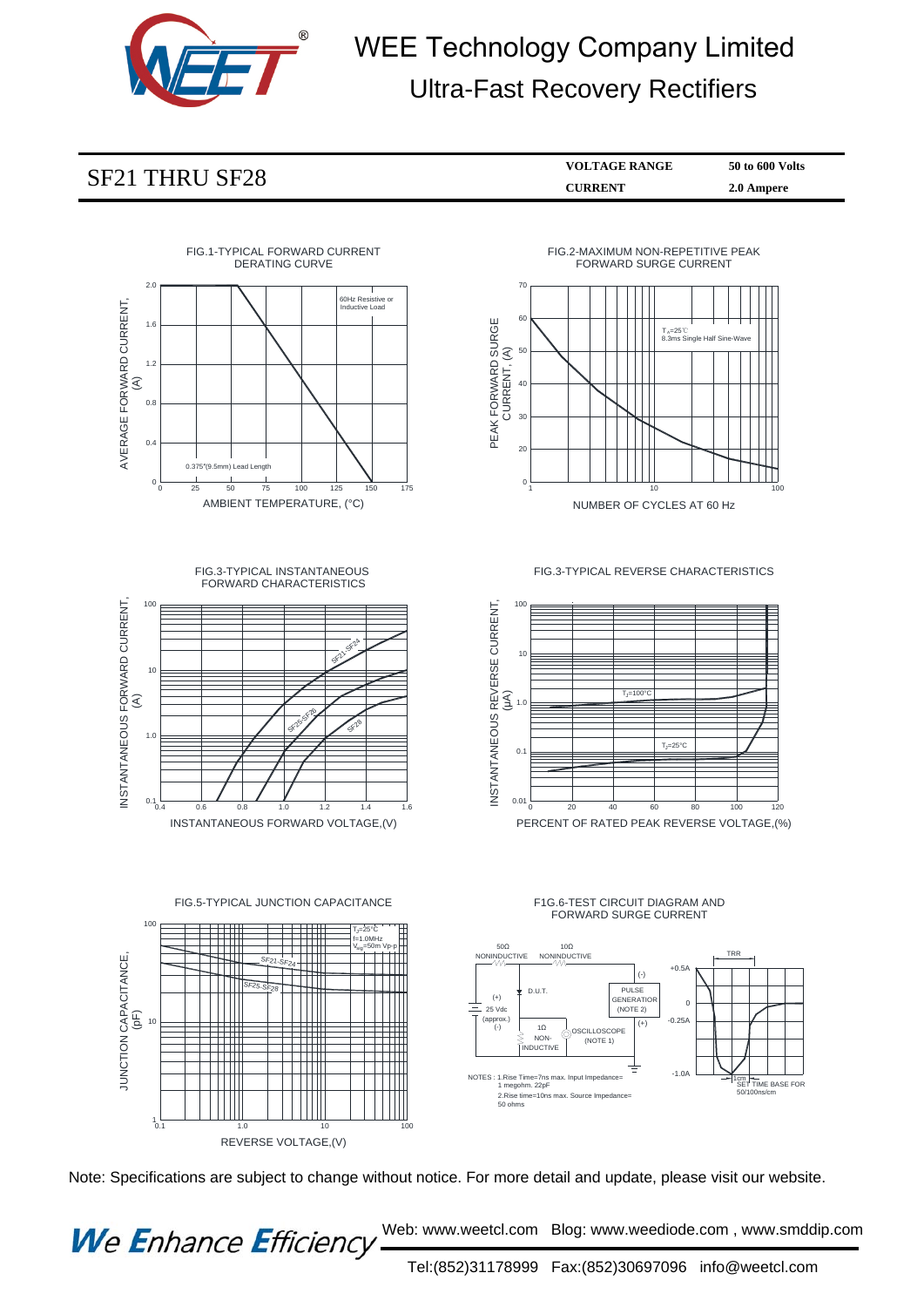# SF21 THRU SF28

| | |
|---|---|
| **VOLTAGE RANGE** | **50 to 600 Volts** |
| **CURRENT** | **2.0 Ampere** |

FIG.1-TYPICAL FORWARD CURRENT DERATING CURVE

AVERAGE FORWARD CURRENT, (A)

2.0
1.6
1.2
0.8
0.4
0

0 25 50 75 100 125 150 175

60Hz Resistive or Inductive Load

0.375"(9.5mm) Lead Length

AMBIENT TEMPERATURE, (°C)

FIG.2-MAXIMUM NON-REPETITIVE PEAK FORWARD SURGE CURRENT

PEAK FORWARD SURGE CURRENT, (A)

70
60
50
40
30
20
0

1 10 100

$T_A$=25°C
8.3ms Single Half Sine-Wave

NUMBER OF CYCLES AT 60 Hz

FIG.3-TYPICAL INSTANTANEOUS FORWARD CHARACTERISTICS

INSTANTANEOUS FORWARD CURRENT, (A)

100
10
1.0
0.1

0.4 0.6 0.8 1.0 1.2 1.4 1.6

SF21-SF24
SF25-SF26
SF28

INSTANTANEOUS FORWARD VOLTAGE,(V)

FIG.3-TYPICAL REVERSE CHARACTERISTICS

INSTANTANEOUS REVERSE CURRENT, (μA)

100
10
1.0
0.1
0.01

0 20 40 60 80 100 120

$T_J$=100°C
$T_J$=25°C

PERCENT OF RATED PEAK REVERSE VOLTAGE,(%)

FIG.5-TYPICAL JUNCTION CAPACITANCE

JUNCTION CAPACITANCE, (pF)

100
10
1

0.1 1.0 10 100

$T_J$=25°C
f=1.0MHz
$V_{sig}$=50m Vp-p

SF21-SF24
SF25-SF28

REVERSE VOLTAGE,(V)

F1G.6-TEST CIRCUIT DIAGRAM AND FORWARD SURGE CURRENT

50Ω NONINDUCTIVE
10Ω NONINDUCTIVE
D.U.T.
(+) 25 Vdc (approx.) (-)
1Ω NON-INDUCTIVE
PULSE GENERATIOR (NOTE 2)
OSCILLOSCOPE (NOTE 1)
(-)
(+)

TRR
+0.5A
0
-0.25A
-1.0A
1cm
SET TIME BASE FOR 50/100ns/cm

NOTES : 1.Rise Time=7ns max. Input Impedance= 1 megohm. 22pF
2.Rise time=10ns max. Source Impedance= 50 ohms

Note: Specifications are subject to change without notice. For more detail and update, please visit our website.

We Enhance Efficiency

Web: www.weetcl.com Blog: www.weediode.com , www.smddip.com

Tel:(852)31178999 Fax:(852)30697096 info@weetcl.com